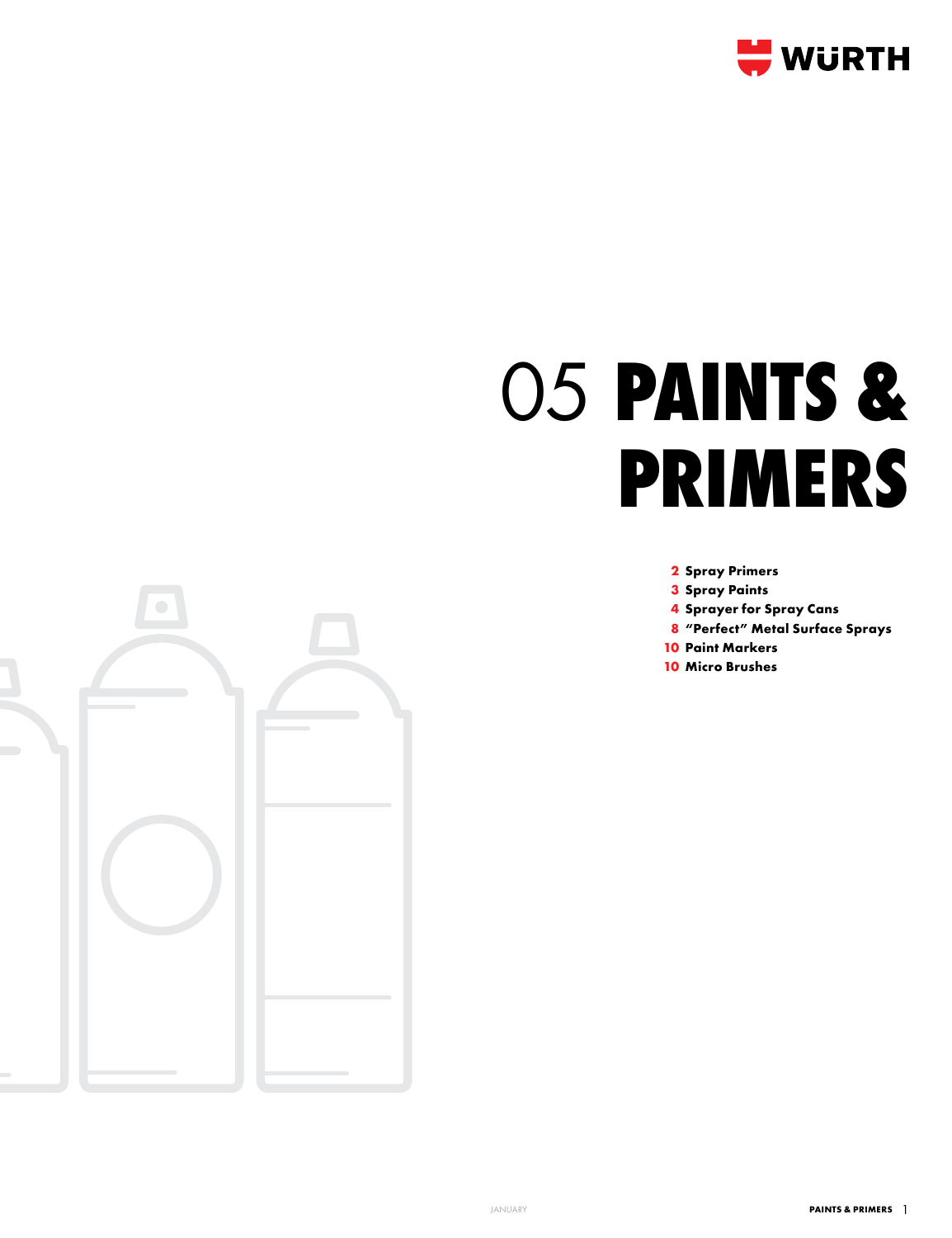# 05 PAINTS & PRIMERS

- **2** Spray Primers
- **3** Spray Paints
- **4** Sprayer for Spray Cans
- **8** "Perfect" Metal Surface Sprays
- **10** Paint Markers
- **10** Micro Brushes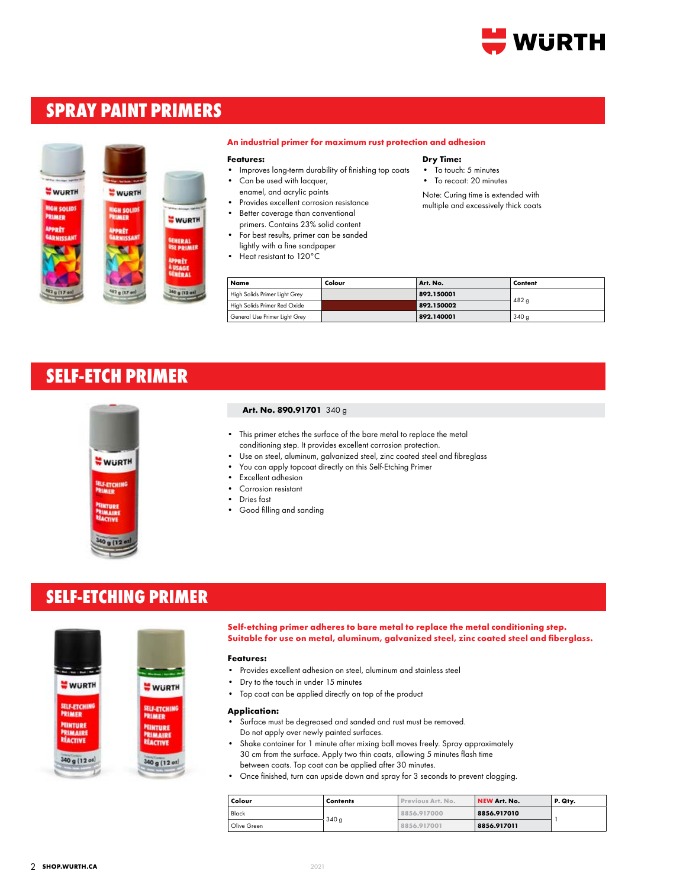# SPRAY PAINT PRIMERS

**An industrial primer for maximum rust protection and adhesion**

**Features:**

- Improves long-term durability of finishing top coats
- Can be used with lacquer, enamel, and acrylic paints
- Provides excellent corrosion resistance
- Better coverage than conventional primers. Contains 23% solid content
- For best results, primer can be sanded lightly with a fine sandpaper
- Heat resistant to 120°C

**Dry Time:**

- To touch: 5 minutes
- To recoat: 20 minutes

Note: Curing time is extended with multiple and excessively thick coats

| Name | Colour | Art. No. | Content |
|---|---|---|---|
| High Solids Primer Light Grey | | **892.150001** | 482 g |
| High Solids Primer Red Oxide | | **892.150002** | |
| General Use Primer Light Grey | | **892.140001** | 340 g |

# SELF-ETCH PRIMER

**Art. No. 890.91701** 340 g

- This primer etches the surface of the bare metal to replace the metal conditioning step. It provides excellent corrosion protection.
- Use on steel, aluminum, galvanized steel, zinc coated steel and fibreglass
- You can apply topcoat directly on this Self-Etching Primer
- Excellent adhesion
- Corrosion resistant
- Dries fast
- Good filling and sanding

# SELF-ETCHING PRIMER

**Self-etching primer adheres to bare metal to replace the metal conditioning step. Suitable for use on metal, aluminum, galvanized steel, zinc coated steel and fiberglass.**

**Features:**

- Provides excellent adhesion on steel, aluminum and stainless steel
- Dry to the touch in under 15 minutes
- Top coat can be applied directly on top of the product

**Application:**

- Surface must be degreased and sanded and rust must be removed. Do not apply over newly painted surfaces.
- Shake container for 1 minute after mixing ball moves freely. Spray approximately 30 cm from the surface. Apply two thin coats, allowing 5 minutes flash time between coats. Top coat can be applied after 30 minutes.
- Once finished, turn can upside down and spray for 3 seconds to prevent clogging.

| Colour | Contents | Previous Art. No. | NEW Art. No. | P. Qty. |
|---|---|---|---|---|
| Black | 340 g | 8856.917000 | **8856.917010** | 1 |
| Olive Green | | 8856.917001 | **8856.917011** | |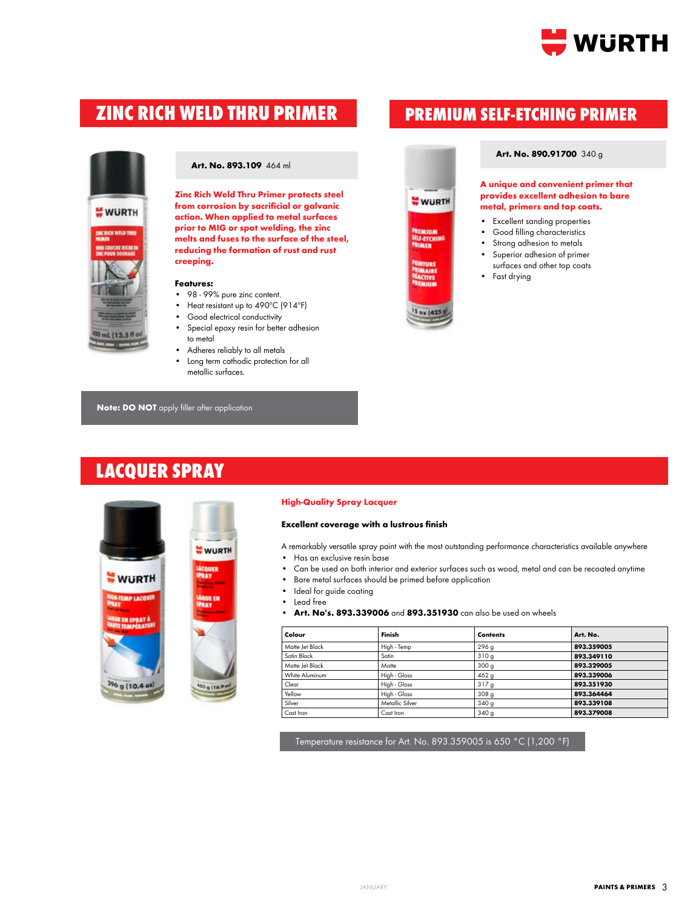## ZINC RICH WELD THRU PRIMER

**Art. No. 893.109** 464 ml

**Zinc Rich Weld Thru Primer protects steel from corrosion by sacrificial or galvanic action. When applied to metal surfaces prior to MIG or spot welding, the zinc melts and fuses to the surface of the steel, reducing the formation of rust and rust creeping.**

**Features:**

- 98 - 99% pure zinc content.
- Heat resistant up to 490°C (914°F)
- Good electrical conductivity
- Special epoxy resin for better adhesion to metal
- Adheres reliably to all metals
- Long term cathodic protection for all metallic surfaces.

**Note: DO NOT** apply filler after application

## PREMIUM SELF-ETCHING PRIMER

**Art. No. 890.91700** 340 g

**A unique and convenient primer that provides excellent adhesion to bare metal, primers and top coats.**

- Excellent sanding properties
- Good filling characteristics
- Strong adhesion to metals
- Superior adhesion of primer surfaces and other top coats
- Fast drying

## LACQUER SPRAY

**High-Quality Spray Lacquer**

**Excellent coverage with a lustrous finish**

A remarkably versatile spray paint with the most outstanding performance characteristics available anywhere

- Has an exclusive resin base
- Can be used on both interior and exterior surfaces such as wood, metal and can be recoated anytime
- Bare metal surfaces should be primed before application
- Ideal for guide coating
- Lead free
- **Art. No's. 893.339006** and **893.351930** can also be used on wheels

| Colour | Finish | Contents | Art. No. |
|---|---|---|---|
| Matte Jet Black | High - Temp | 296 g | **893.359005** |
| Satin Black | Satin | 310 g | **893.349110** |
| Matte Jet Black | Matte | 300 g | **893.329005** |
| White Aluminum | High - Gloss | 462 g | **893.339006** |
| Clear | High - Gloss | 317 g | **893.351930** |
| Yellow | High - Gloss | 308 g | **893.364464** |
| Silver | Metallic Silver | 340 g | **893.339108** |
| Cast Iron | Cast Iron | 340 g | **893.379008** |

Temperature resistance for Art. No. 893.359005 is 650 °C (1,200 °F)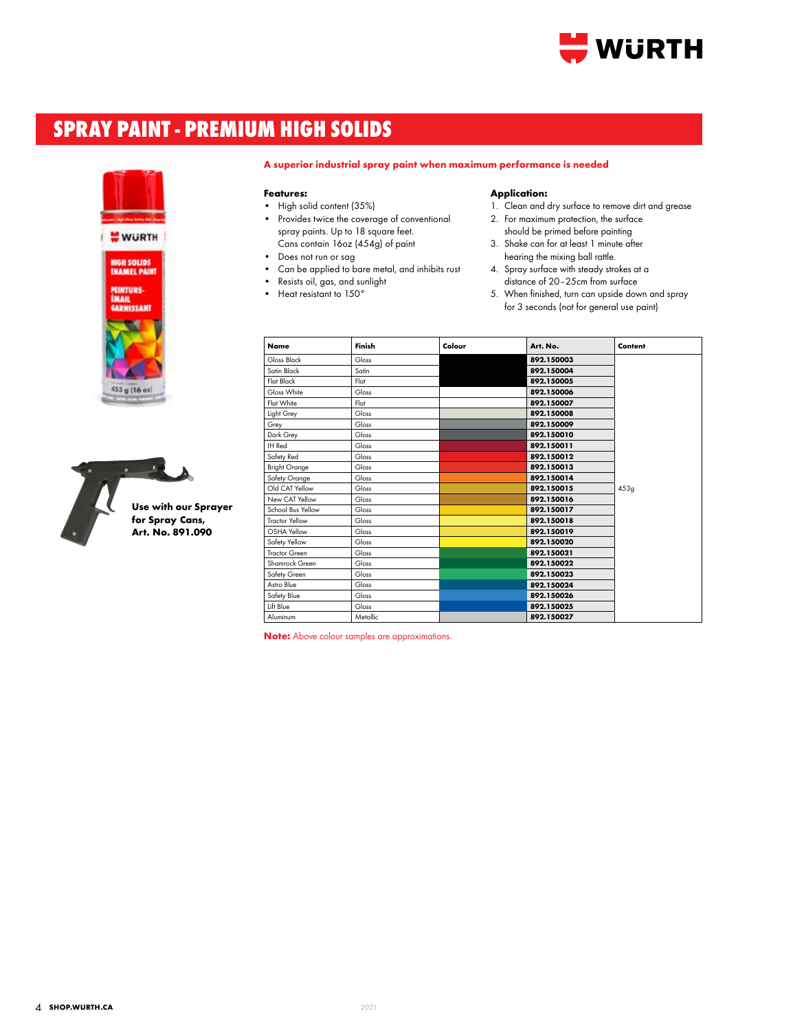# SPRAY PAINT - PREMIUM HIGH SOLIDS

**A superior industrial spray paint when maximum performance is needed**

**Features:**

- High solid content (35%)
- Provides twice the coverage of conventional spray paints. Up to 18 square feet. Cans contain 16oz (454g) of paint
- Does not run or sag
- Can be applied to bare metal, and inhibits rust
- Resists oil, gas, and sunlight
- Heat resistant to 150°

**Application:**

1. Clean and dry surface to remove dirt and grease
2. For maximum protection, the surface should be primed before painting
3. Shake can for at least 1 minute after hearing the mixing ball rattle.
4. Spray surface with steady strokes at a distance of 20–25cm from surface
5. When finished, turn can upside down and spray for 3 seconds (not for general use paint)

**Use with our Sprayer for Spray Cans, Art. No. 891.090**

| Name | Finish | Colour | Art. No. | Content |
|---|---|---|---|---|
| Gloss Black | Gloss | | **892.150003** | 453g |
| Satin Black | Satin | | **892.150004** | |
| Flat Black | Flat | | **892.150005** | |
| Gloss White | Gloss | | **892.150006** | |
| Flat White | Flat | | **892.150007** | |
| Light Grey | Gloss | | **892.150008** | |
| Grey | Gloss | | **892.150009** | |
| Dark Grey | Gloss | | **892.150010** | |
| IH Red | Gloss | | **892.150011** | |
| Safety Red | Gloss | | **892.150012** | |
| Bright Orange | Gloss | | **892.150013** | |
| Safety Orange | Gloss | | **892.150014** | |
| Old CAT Yellow | Gloss | | **892.150015** | |
| New CAT Yellow | Gloss | | **892.150016** | |
| School Bus Yellow | Gloss | | **892.150017** | |
| Tractor Yellow | Gloss | | **892.150018** | |
| OSHA Yellow | Gloss | | **892.150019** | |
| Safety Yellow | Gloss | | **892.150020** | |
| Tractor Green | Gloss | | **892.150021** | |
| Shamrock Green | Gloss | | **892.150022** | |
| Safety Green | Gloss | | **892.150023** | |
| Astro Blue | Gloss | | **892.150024** | |
| Safety Blue | Gloss | | **892.150026** | |
| Lift Blue | Gloss | | **892.150025** | |
| Aluminum | Metallic | | **892.150027** | |

**Note:** Above colour samples are approximations.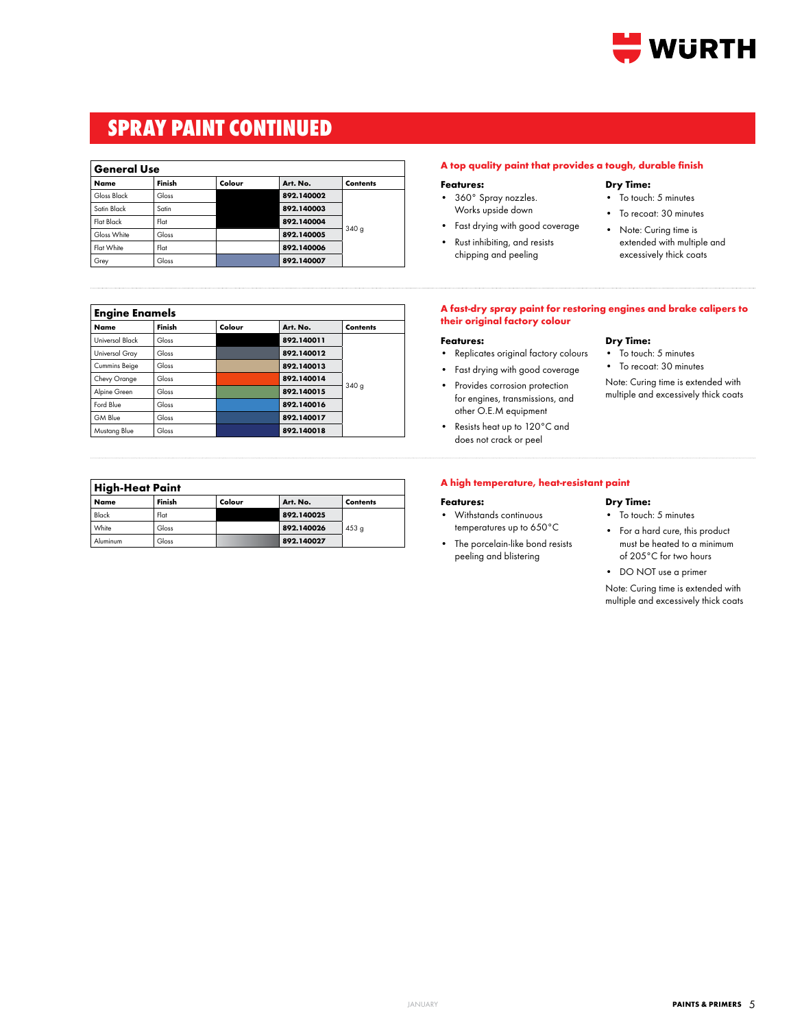# SPRAY PAINT CONTINUED

## General Use

| Name | Finish | Colour | Art. No. | Contents |
|---|---|---|---|---|
| Gloss Black | Gloss | | 892.140002 | 340 g |
| Satin Black | Satin | | 892.140003 | |
| Flat Black | Flat | | 892.140004 | |
| Gloss White | Gloss | | 892.140005 | |
| Flat White | Flat | | 892.140006 | |
| Grey | Gloss | | 892.140007 | |

**A top quality paint that provides a tough, durable finish**

**Features:**

- 360° Spray nozzles. Works upside down
- Fast drying with good coverage
- Rust inhibiting, and resists chipping and peeling

**Dry Time:**

- To touch: 5 minutes
- To recoat: 30 minutes
- Note: Curing time is extended with multiple and excessively thick coats

## Engine Enamels

| Name | Finish | Colour | Art. No. | Contents |
|---|---|---|---|---|
| Universal Black | Gloss | | 892.140011 | 340 g |
| Universal Gray | Gloss | | 892.140012 | |
| Cummins Beige | Gloss | | 892.140013 | |
| Chevy Orange | Gloss | | 892.140014 | |
| Alpine Green | Gloss | | 892.140015 | |
| Ford Blue | Gloss | | 892.140016 | |
| GM Blue | Gloss | | 892.140017 | |
| Mustang Blue | Gloss | | 892.140018 | |

**A fast-dry spray paint for restoring engines and brake calipers to their original factory colour**

**Features:**

- Replicates original factory colours
- Fast drying with good coverage
- Provides corrosion protection for engines, transmissions, and other O.E.M equipment
- Resists heat up to 120°C and does not crack or peel

**Dry Time:**

- To touch: 5 minutes
- To recoat: 30 minutes

Note: Curing time is extended with multiple and excessively thick coats

## High-Heat Paint

| Name | Finish | Colour | Art. No. | Contents |
|---|---|---|---|---|
| Black | Flat | | 892.140025 | 453 g |
| White | Gloss | | 892.140026 | |
| Aluminum | Gloss | | 892.140027 | |

**A high temperature, heat-resistant paint**

**Features:**

- Withstands continuous temperatures up to 650°C
- The porcelain-like bond resists peeling and blistering

**Dry Time:**

- To touch: 5 minutes
- For a hard cure, this product must be heated to a minimum of 205°C for two hours
- DO NOT use a primer

Note: Curing time is extended with multiple and excessively thick coats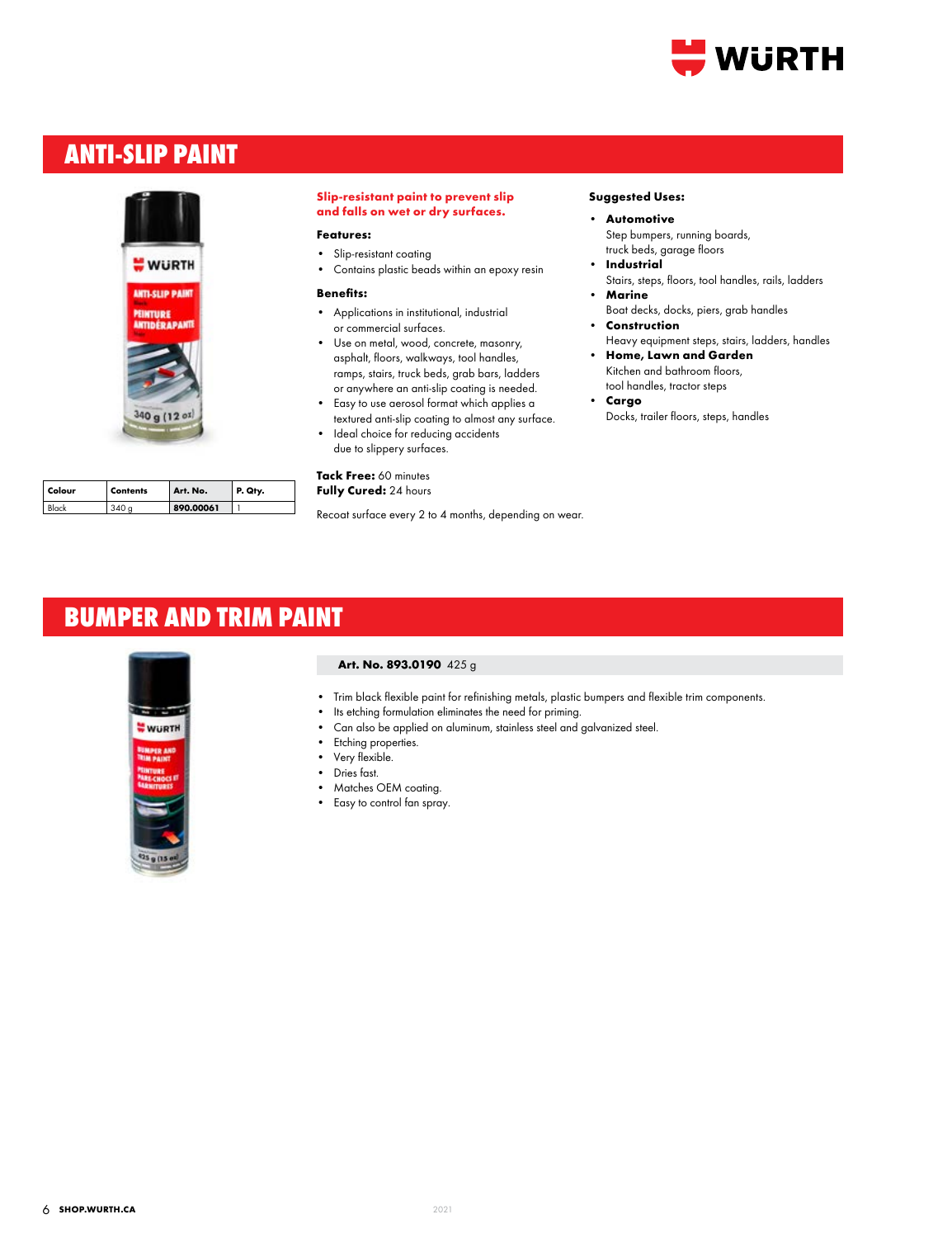## ANTI-SLIP PAINT

| Colour | Contents | Art. No. | P. Qty. |
|---|---|---|---|
| Black | 340 g | **890.00061** | 1 |

**Slip-resistant paint to prevent slip and falls on wet or dry surfaces.**

**Features:**

- Slip-resistant coating
- Contains plastic beads within an epoxy resin

**Benefits:**

- Applications in institutional, industrial or commercial surfaces.
- Use on metal, wood, concrete, masonry, asphalt, floors, walkways, tool handles, ramps, stairs, truck beds, grab bars, ladders or anywhere an anti-slip coating is needed.
- Easy to use aerosol format which applies a textured anti-slip coating to almost any surface.
- Ideal choice for reducing accidents due to slippery surfaces.

**Tack Free:** 60 minutes
**Fully Cured:** 24 hours

Recoat surface every 2 to 4 months, depending on wear.

**Suggested Uses:**

- **Automotive**
  Step bumpers, running boards, truck beds, garage floors
- **Industrial**
  Stairs, steps, floors, tool handles, rails, ladders
- **Marine**
  Boat decks, docks, piers, grab handles
- **Construction**
  Heavy equipment steps, stairs, ladders, handles
- **Home, Lawn and Garden**
  Kitchen and bathroom floors, tool handles, tractor steps
- **Cargo**
  Docks, trailer floors, steps, handles

## BUMPER AND TRIM PAINT

**Art. No. 893.0190** 425 g

- Trim black flexible paint for refinishing metals, plastic bumpers and flexible trim components.
- Its etching formulation eliminates the need for priming.
- Can also be applied on aluminum, stainless steel and galvanized steel.
- Etching properties.
- Very flexible.
- Dries fast.
- Matches OEM coating.
- Easy to control fan spray.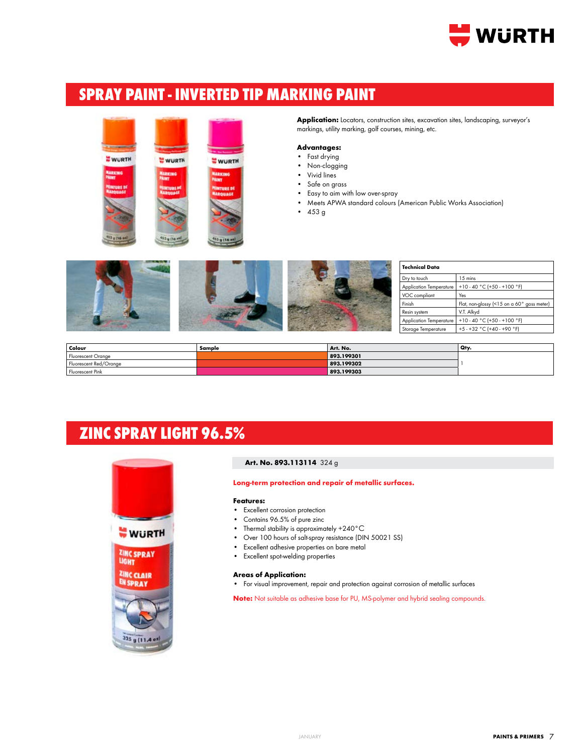# SPRAY PAINT - INVERTED TIP MARKING PAINT

**Application:** Locators, construction sites, excavation sites, landscaping, surveyor's markings, utility marking, golf courses, mining, etc.

**Advantages:**
- Fast drying
- Non-clogging
- Vivid lines
- Safe on grass
- Easy to aim with low over-spray
- Meets APWA standard colours (American Public Works Association)
- 453 g

| Technical Data | |
|---|---|
| Dry to touch | 15 mins |
| Application Temperature | +10 - 40 °C (+50 - +100 °F) |
| VOC compliant | Yes |
| Finish | Flat, non-glossy (<15 on a 60° goss meter) |
| Resin system | V.T. Alkyd |
| Application Temperature | +10 - 40 °C (+50 - +100 °F) |
| Storage Temperature | +5 - +32 °C (+40 - +90 °F) |

| Colour | Sample | Art. No. | Qty. |
|---|---|---|---|
| Fluorescent Orange | | 893.199301 | |
| Fluorescent Red/Orange | | 893.199302 | 1 |
| Fluorescent Pink | | 893.199303 | |

# ZINC SPRAY LIGHT 96.5%

**Art. No. 893.113114** 324 g

**Long-term protection and repair of metallic surfaces.**

**Features:**
- Excellent corrosion protection
- Contains 96.5% of pure zinc
- Thermal stability is approximately +240°C
- Over 100 hours of salt-spray resistance (DIN 50021 SS)
- Excellent adhesive properties on bare metal
- Excellent spot-welding properties

**Areas of Application:**
- For visual improvement, repair and protection against corrosion of metallic surfaces

**Note:** Not suitable as adhesive base for PU, MS-polymer and hybrid sealing compounds.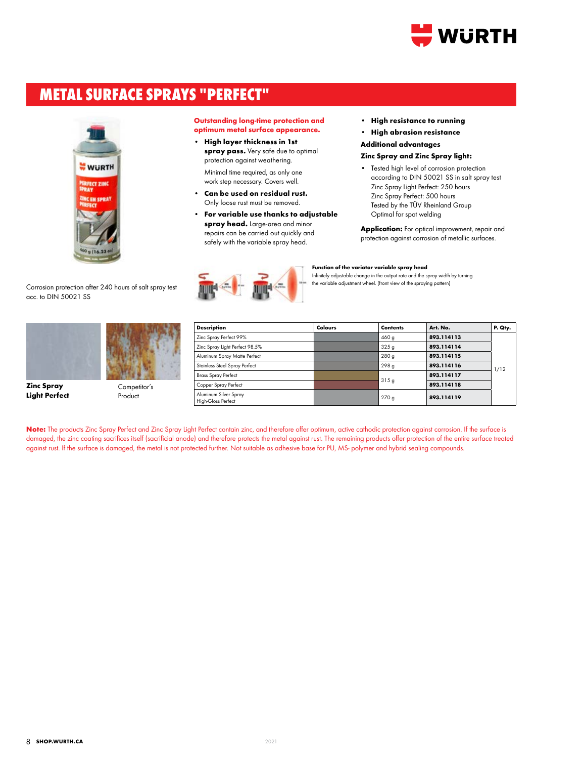# METAL SURFACE SPRAYS "PERFECT"

Corrosion protection after 240 hours of salt spray test acc. to DIN 50021 SS

**Zinc Spray Light Perfect**

Competitor's Product

**Outstanding long-time protection and optimum metal surface appearance.**

- **High layer thickness in 1st spray pass.** Very safe due to optimal protection against weathering.

  Minimal time required, as only one work step necessary. Covers well.
- **Can be used on residual rust.** Only loose rust must be removed.
- **For variable use thanks to adjustable spray head.** Large-area and minor repairs can be carried out quickly and safely with the variable spray head.
- **High resistance to running**
- **High abrasion resistance**

**Additional advantages**

**Zinc Spray and Zinc Spray light:**

- Tested high level of corrosion protection according to DIN 50021 SS in salt spray test
  Zinc Spray Light Perfect: 250 hours
  Zinc Spray Perfect: 500 hours
  Tested by the TÜV Rheinland Group
  Optimal for spot welding

**Application:** For optical improvement, repair and protection against corrosion of metallic surfaces.

**Function of the variator variable spray head**

Infinitely adjustable change in the output rate and the spray width by turning the variable adjustment wheel. (front view of the spraying pattern)

| Description | Colours | Contents | Art. No. | P. Qty. |
|---|---|---|---|---|
| Zinc Spray Perfect 99% | | 460 g | 893.114113 | 1/12 |
| Zinc Spray Light Perfect 98.5% | | 325 g | 893.114114 | |
| Aluminum Spray Matte Perfect | | 280 g | 893.114115 | |
| Stainless Steel Spray Perfect | | 298 g | 893.114116 | |
| Brass Spray Perfect | | 315 g | 893.114117 | |
| Copper Spray Perfect | | | 893.114118 | |
| Aluminum Silver Spray High-Gloss Perfect | | 270 g | 893.114119 | |

**Note:** The products Zinc Spray Perfect and Zinc Spray Light Perfect contain zinc, and therefore offer optimum, active cathodic protection against corrosion. If the surface is damaged, the zinc coating sacrifices itself (sacrificial anode) and therefore protects the metal against rust. The remaining products offer protection of the entire surface treated against rust. If the surface is damaged, the metal is not protected further. Not suitable as adhesive base for PU, MS- polymer and hybrid sealing compounds.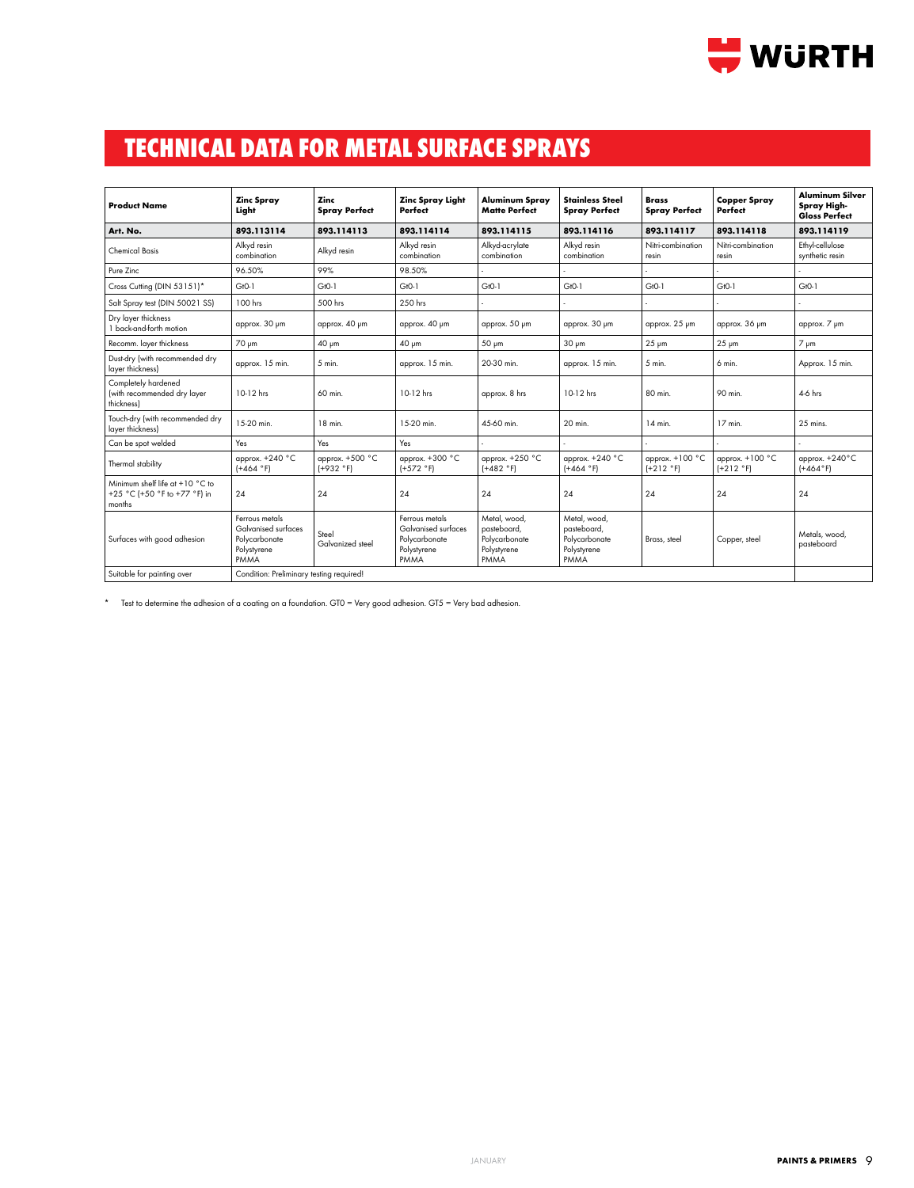# TECHNICAL DATA FOR METAL SURFACE SPRAYS

| Product Name | Zinc Spray Light | Zinc Spray Perfect | Zinc Spray Light Perfect | Aluminum Spray Matte Perfect | Stainless Steel Spray Perfect | Brass Spray Perfect | Copper Spray Perfect | Aluminum Silver Spray High-Gloss Perfect |
|---|---|---|---|---|---|---|---|---|
| **Art. No.** | **893.113114** | **893.114113** | **893.114114** | **893.114115** | **893.114116** | **893.114117** | **893.114118** | **893.114119** |
| Chemical Basis | Alkyd resin combination | Alkyd resin | Alkyd resin combination | Alkyd-acrylate combination | Alkyd resin combination | Nitri-combination resin | Nitri-combination resin | Ethyl-cellulose synthetic resin |
| Pure Zinc | 96.50% | 99% | 98.50% | - | - | - | - | - |
| Cross Cutting (DIN 53151)* | Gt0-1 | Gt0-1 | Gt0-1 | Gt0-1 | Gt0-1 | Gt0-1 | Gt0-1 | Gt0-1 |
| Salt Spray test (DIN 50021 SS) | 100 hrs | 500 hrs | 250 hrs | - | - | - | - | - |
| Dry layer thickness 1 back-and-forth motion | approx. 30 µm | approx. 40 µm | approx. 40 µm | approx. 50 µm | approx. 30 µm | approx. 25 µm | approx. 36 µm | approx. 7 µm |
| Recomm. layer thickness | 70 µm | 40 µm | 40 µm | 50 µm | 30 µm | 25 µm | 25 µm | 7 µm |
| Dust-dry (with recommended dry layer thickness) | approx. 15 min. | 5 min. | approx. 15 min. | 20-30 min. | approx. 15 min. | 5 min. | 6 min. | Approx. 15 min. |
| Completely hardened (with recommended dry layer thickness) | 10-12 hrs | 60 min. | 10-12 hrs | approx. 8 hrs | 10-12 hrs | 80 min. | 90 min. | 4-6 hrs |
| Touch-dry (with recommended dry layer thickness) | 15-20 min. | 18 min. | 15-20 min. | 45-60 min. | 20 min. | 14 min. | 17 min. | 25 mins. |
| Can be spot welded | Yes | Yes | Yes | - | - | - | - | - |
| Thermal stability | approx. +240 °C (+464 °F) | approx. +500 °C (+932 °F) | approx. +300 °C (+572 °F) | approx. +250 °C (+482 °F) | approx. +240 °C (+464 °F) | approx. +100 °C (+212 °F) | approx. +100 °C (+212 °F) | approx. +240°C (+464°F) |
| Minimum shelf life at +10 °C to +25 °C (+50 °F to +77 °F) in months | 24 | 24 | 24 | 24 | 24 | 24 | 24 | 24 |
| Surfaces with good adhesion | Ferrous metals Galvanised surfaces Polycarbonate Polystyrene PMMA | Steel Galvanized steel | Ferrous metals Galvanised surfaces Polycarbonate Polystyrene PMMA | Metal, wood, pasteboard, Polycarbonate Polystyrene PMMA | Metal, wood, pasteboard, Polycarbonate Polystyrene PMMA | Brass, steel | Copper, steel | Metals, wood, pasteboard |
| Suitable for painting over | Condition: Preliminary testing required! | | | | | | | |

* Test to determine the adhesion of a coating on a foundation. GT0 = Very good adhesion. GT5 = Very bad adhesion.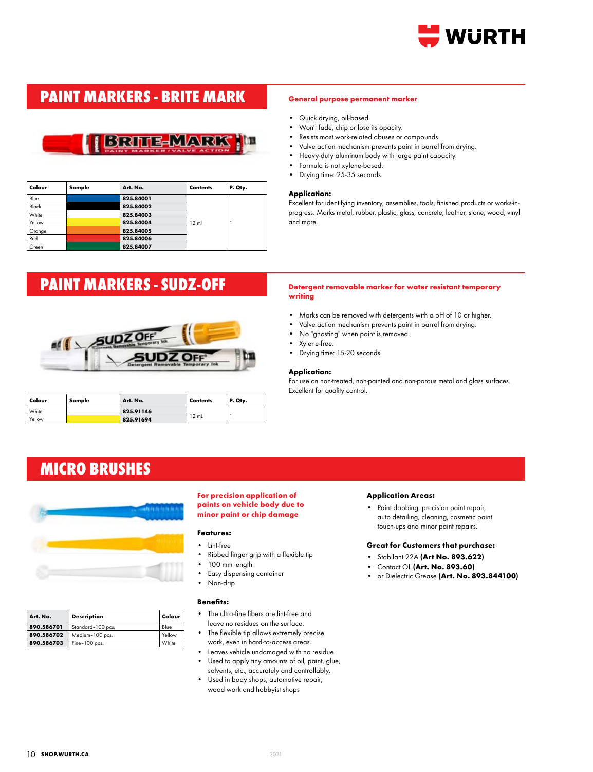## PAINT MARKERS - BRITE MARK

| Colour | Sample | Art. No. | Contents | P. Qty. |
| --- | --- | --- | --- | --- |
| Blue | | 825.84001 | 12 ml | 1 |
| Black | | 825.84002 | | |
| White | | 825.84003 | | |
| Yellow | | 825.84004 | | |
| Orange | | 825.84005 | | |
| Red | | 825.84006 | | |
| Green | | 825.84007 | | |

**General purpose permanent marker**

- Quick drying, oil-based.
- Won't fade, chip or lose its opacity.
- Resists most work-related abuses or compounds.
- Valve action mechanism prevents paint in barrel from drying.
- Heavy-duty aluminum body with large paint capacity.
- Formula is not xylene-based.
- Drying time: 25-35 seconds.

**Application:**
Excellent for identifying inventory, assemblies, tools, finished products or works-in-progress. Marks metal, rubber, plastic, glass, concrete, leather, stone, wood, vinyl and more.

## PAINT MARKERS - SUDZ-OFF

| Colour | Sample | Art. No. | Contents | P. Qty. |
| --- | --- | --- | --- | --- |
| White | | 825.91146 | 12 mL | 1 |
| Yellow | | 825.91694 | | |

**Detergent removable marker for water resistant temporary writing**

- Marks can be removed with detergents with a pH of 10 or higher.
- Valve action mechanism prevents paint in barrel from drying.
- No "ghosting" when paint is removed.
- Xylene-free.
- Drying time: 15-20 seconds.

**Application:**
For use on non-treated, non-painted and non-porous metal and glass surfaces. Excellent for quality control.

## MICRO BRUSHES

| Art. No. | Description | Colour |
| --- | --- | --- |
| 890.586701 | Standard - 100 pcs. | Blue |
| 890.586702 | Medium - 100 pcs. | Yellow |
| 890.586703 | Fine - 100 pcs. | White |

**For precision application of paints on vehicle body due to minor paint or chip damage**

**Features:**

- Lint-free
- Ribbed finger grip with a flexible tip
- 100 mm length
- Easy dispensing container
- Non-drip

**Benefits:**

- The ultra-fine fibers are lint-free and leave no residues on the surface.
- The flexible tip allows extremely precise work, even in hard-to-access areas.
- Leaves vehicle undamaged with no residue
- Used to apply tiny amounts of oil, paint, glue, solvents, etc., accurately and controllably.
- Used in body shops, automotive repair, wood work and hobbyist shops

**Application Areas:**

- Paint dabbing, precision paint repair, auto detailing, cleaning, cosmetic paint touch-ups and minor paint repairs.

**Great for Customers that purchase:**

- Stabilant 22A **(Art No. 893.622)**
- Contact OL **(Art. No. 893.60)**
- or Dielectric Grease **(Art. No. 893.844100)**